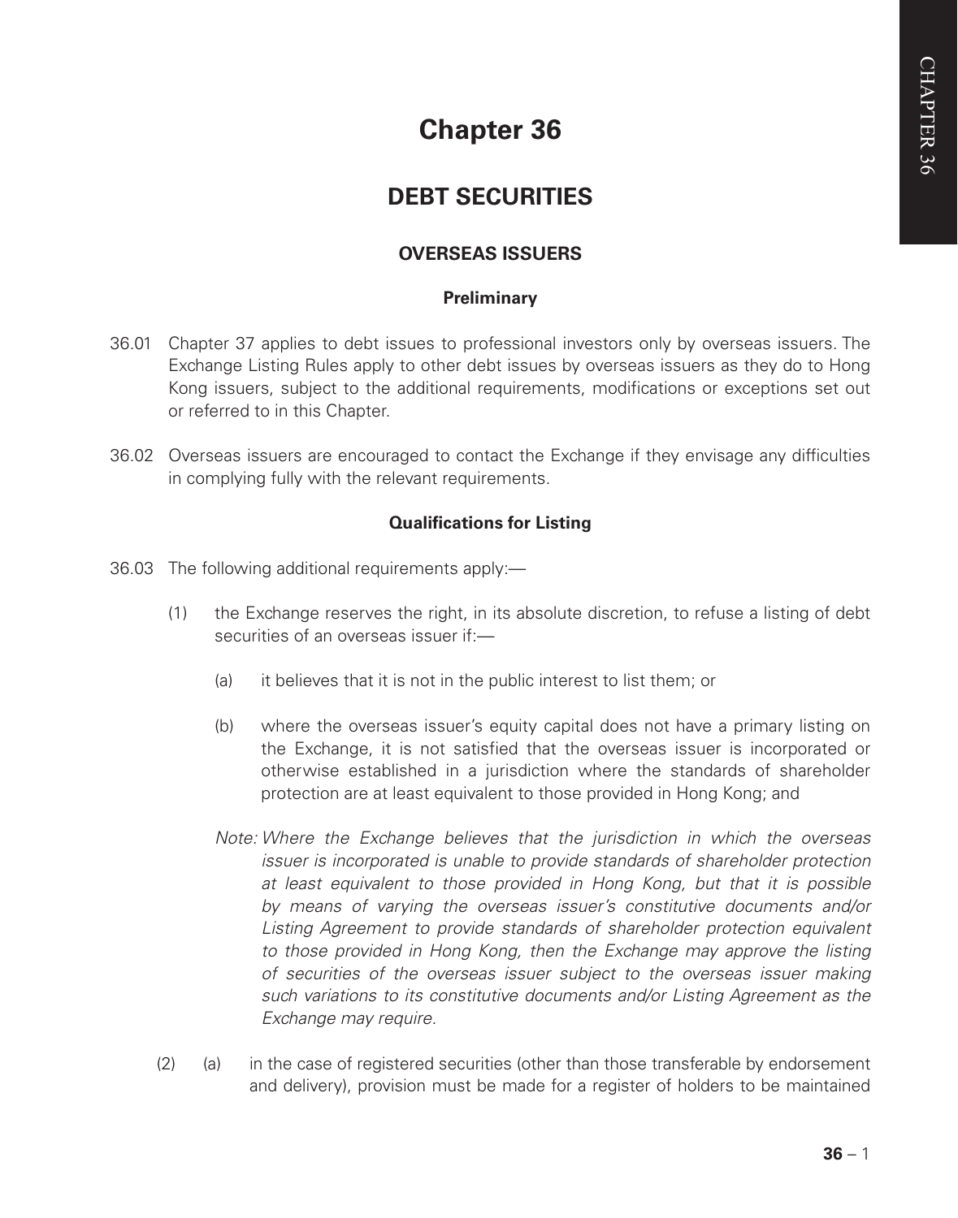# Chapter 36

## DEBT SECURITIES

### OVERSEAS ISSUERS

#### Preliminary

36.01 Chapter 37 applies to debt issues to professional investors only by overseas issuers. The Exchange Listing Rules apply to other debt issues by overseas issuers as they do to Hong Kong issuers, subject to the additional requirements, modifications or exceptions set out or referred to in this Chapter.

36.02 Overseas issuers are encouraged to contact the Exchange if they envisage any difficulties in complying fully with the relevant requirements.

#### Qualifications for Listing

36.03 The following additional requirements apply:—

(1) the Exchange reserves the right, in its absolute discretion, to refuse a listing of debt securities of an overseas issuer if:—

(a) it believes that it is not in the public interest to list them; or

(b) where the overseas issuer's equity capital does not have a primary listing on the Exchange, it is not satisfied that the overseas issuer is incorporated or otherwise established in a jurisdiction where the standards of shareholder protection are at least equivalent to those provided in Hong Kong; and

*Note: Where the Exchange believes that the jurisdiction in which the overseas issuer is incorporated is unable to provide standards of shareholder protection at least equivalent to those provided in Hong Kong, but that it is possible by means of varying the overseas issuer's constitutive documents and/or Listing Agreement to provide standards of shareholder protection equivalent to those provided in Hong Kong, then the Exchange may approve the listing of securities of the overseas issuer subject to the overseas issuer making such variations to its constitutive documents and/or Listing Agreement as the Exchange may require.*

(2) (a) in the case of registered securities (other than those transferable by endorsement and delivery), provision must be made for a register of holders to be maintained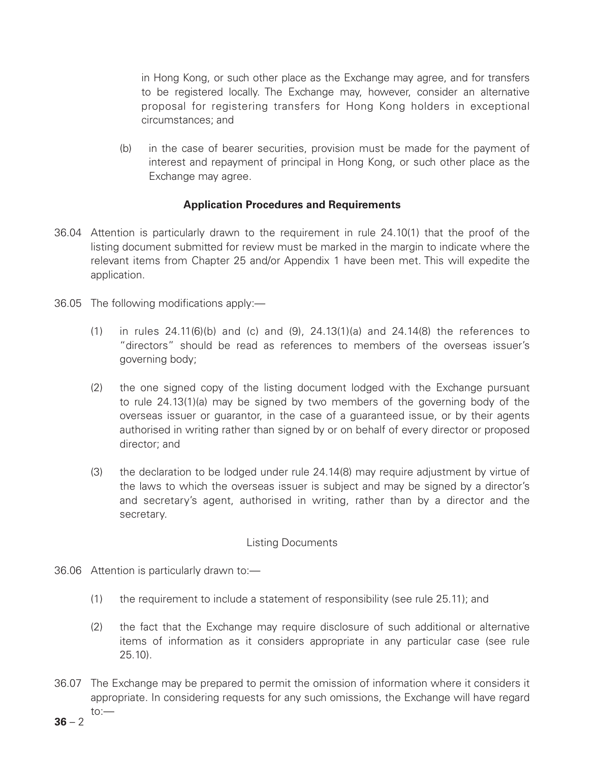in Hong Kong, or such other place as the Exchange may agree, and for transfers to be registered locally. The Exchange may, however, consider an alternative proposal for registering transfers for Hong Kong holders in exceptional circumstances; and

(b) in the case of bearer securities, provision must be made for the payment of interest and repayment of principal in Hong Kong, or such other place as the Exchange may agree.

**Application Procedures and Requirements**

36.04 Attention is particularly drawn to the requirement in rule 24.10(1) that the proof of the listing document submitted for review must be marked in the margin to indicate where the relevant items from Chapter 25 and/or Appendix 1 have been met. This will expedite the application.

36.05 The following modifications apply:—

(1) in rules 24.11(6)(b) and (c) and (9), 24.13(1)(a) and 24.14(8) the references to "directors" should be read as references to members of the overseas issuer's governing body;

(2) the one signed copy of the listing document lodged with the Exchange pursuant to rule 24.13(1)(a) may be signed by two members of the governing body of the overseas issuer or guarantor, in the case of a guaranteed issue, or by their agents authorised in writing rather than signed by or on behalf of every director or proposed director; and

(3) the declaration to be lodged under rule 24.14(8) may require adjustment by virtue of the laws to which the overseas issuer is subject and may be signed by a director's and secretary's agent, authorised in writing, rather than by a director and the secretary.

Listing Documents

36.06 Attention is particularly drawn to:—

(1) the requirement to include a statement of responsibility (see rule 25.11); and

(2) the fact that the Exchange may require disclosure of such additional or alternative items of information as it considers appropriate in any particular case (see rule 25.10).

36.07 The Exchange may be prepared to permit the omission of information where it considers it appropriate. In considering requests for any such omissions, the Exchange will have regard to:—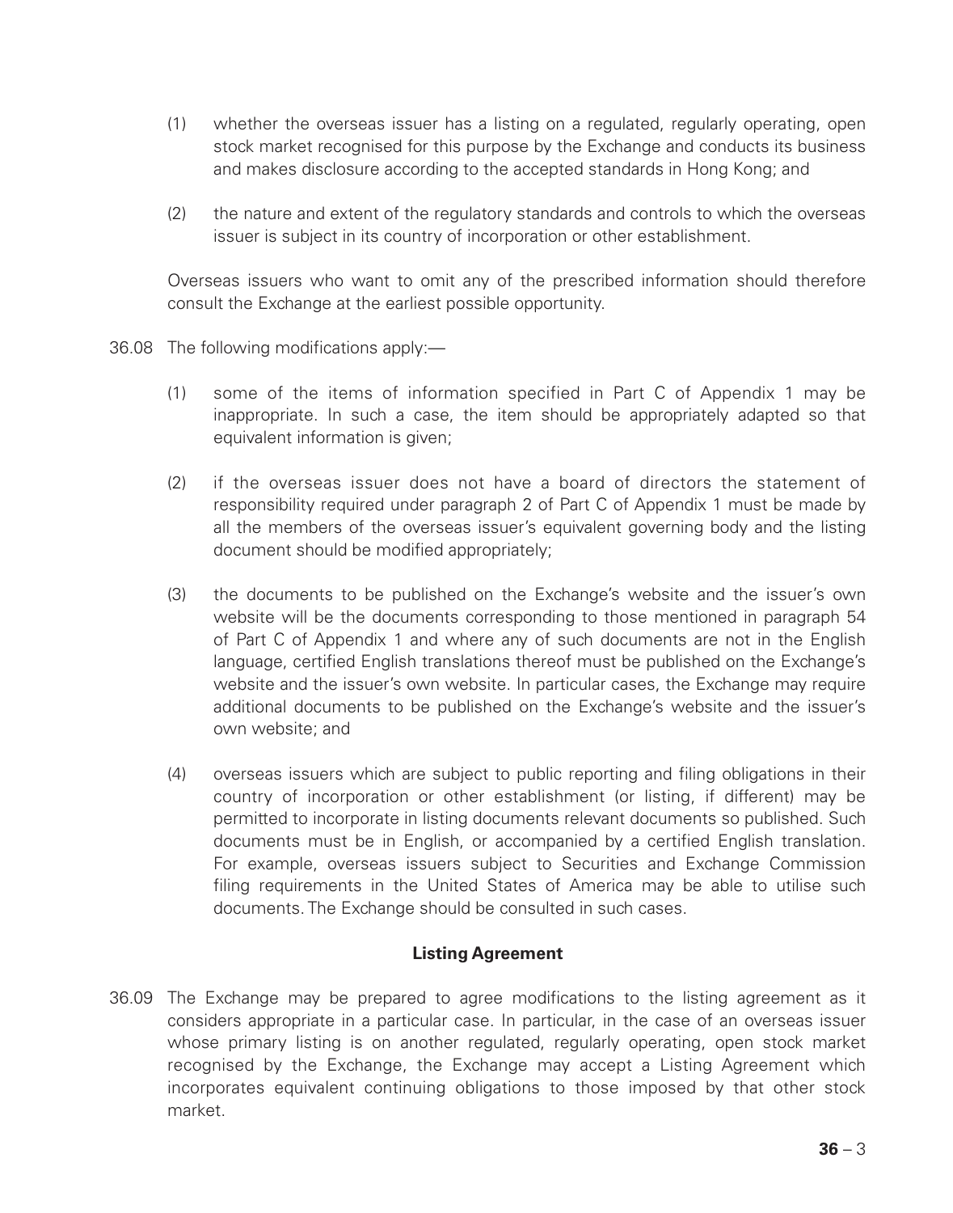(1) whether the overseas issuer has a listing on a regulated, regularly operating, open stock market recognised for this purpose by the Exchange and conducts its business and makes disclosure according to the accepted standards in Hong Kong; and

(2) the nature and extent of the regulatory standards and controls to which the overseas issuer is subject in its country of incorporation or other establishment.

Overseas issuers who want to omit any of the prescribed information should therefore consult the Exchange at the earliest possible opportunity.

36.08 The following modifications apply:—

(1) some of the items of information specified in Part C of Appendix 1 may be inappropriate. In such a case, the item should be appropriately adapted so that equivalent information is given;

(2) if the overseas issuer does not have a board of directors the statement of responsibility required under paragraph 2 of Part C of Appendix 1 must be made by all the members of the overseas issuer's equivalent governing body and the listing document should be modified appropriately;

(3) the documents to be published on the Exchange's website and the issuer's own website will be the documents corresponding to those mentioned in paragraph 54 of Part C of Appendix 1 and where any of such documents are not in the English language, certified English translations thereof must be published on the Exchange's website and the issuer's own website. In particular cases, the Exchange may require additional documents to be published on the Exchange's website and the issuer's own website; and

(4) overseas issuers which are subject to public reporting and filing obligations in their country of incorporation or other establishment (or listing, if different) may be permitted to incorporate in listing documents relevant documents so published. Such documents must be in English, or accompanied by a certified English translation. For example, overseas issuers subject to Securities and Exchange Commission filing requirements in the United States of America may be able to utilise such documents. The Exchange should be consulted in such cases.

**Listing Agreement**

36.09 The Exchange may be prepared to agree modifications to the listing agreement as it considers appropriate in a particular case. In particular, in the case of an overseas issuer whose primary listing is on another regulated, regularly operating, open stock market recognised by the Exchange, the Exchange may accept a Listing Agreement which incorporates equivalent continuing obligations to those imposed by that other stock market.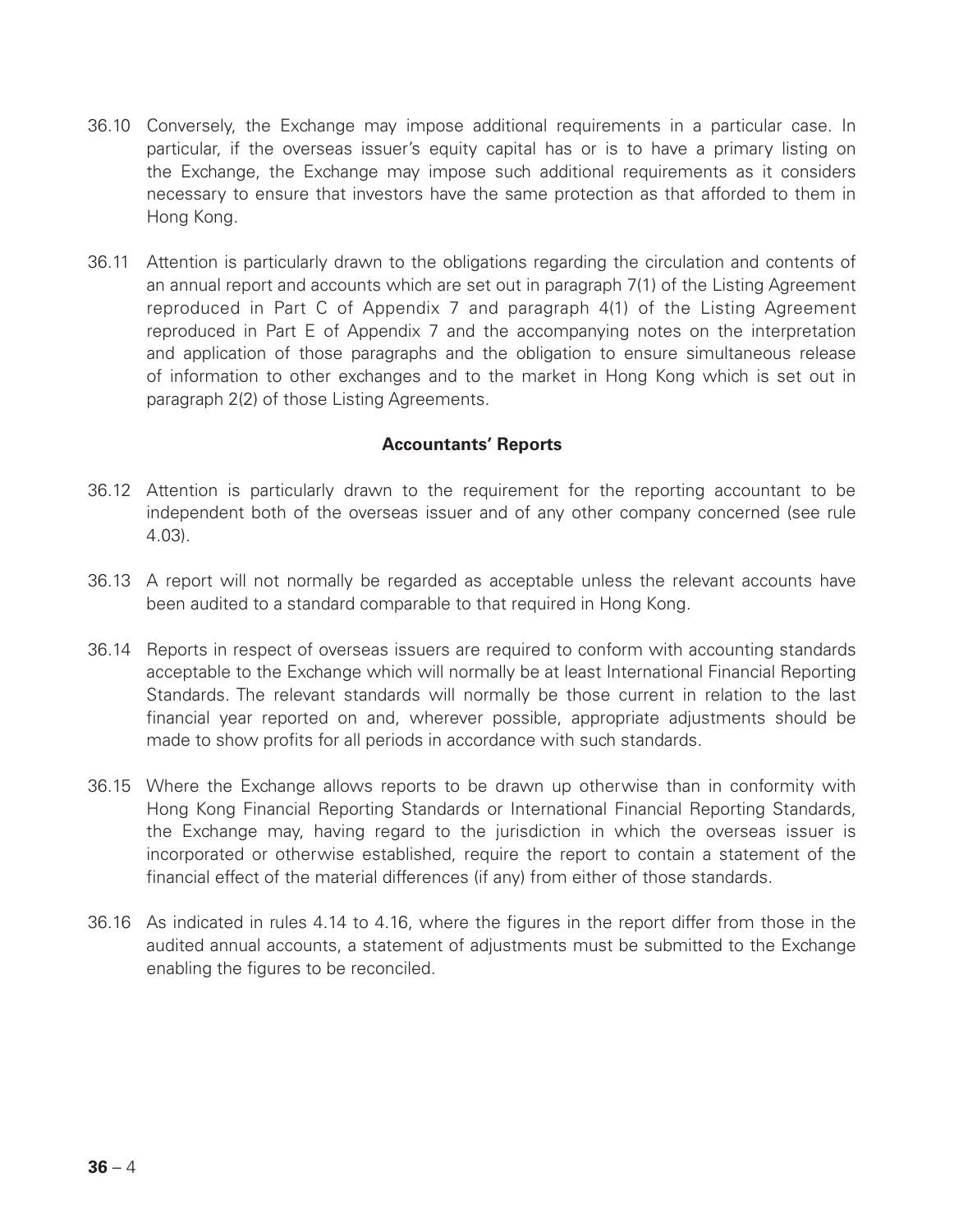36.10 Conversely, the Exchange may impose additional requirements in a particular case. In particular, if the overseas issuer's equity capital has or is to have a primary listing on the Exchange, the Exchange may impose such additional requirements as it considers necessary to ensure that investors have the same protection as that afforded to them in Hong Kong.

36.11 Attention is particularly drawn to the obligations regarding the circulation and contents of an annual report and accounts which are set out in paragraph 7(1) of the Listing Agreement reproduced in Part C of Appendix 7 and paragraph 4(1) of the Listing Agreement reproduced in Part E of Appendix 7 and the accompanying notes on the interpretation and application of those paragraphs and the obligation to ensure simultaneous release of information to other exchanges and to the market in Hong Kong which is set out in paragraph 2(2) of those Listing Agreements.

### Accountants' Reports

36.12 Attention is particularly drawn to the requirement for the reporting accountant to be independent both of the overseas issuer and of any other company concerned (see rule 4.03).

36.13 A report will not normally be regarded as acceptable unless the relevant accounts have been audited to a standard comparable to that required in Hong Kong.

36.14 Reports in respect of overseas issuers are required to conform with accounting standards acceptable to the Exchange which will normally be at least International Financial Reporting Standards. The relevant standards will normally be those current in relation to the last financial year reported on and, wherever possible, appropriate adjustments should be made to show profits for all periods in accordance with such standards.

36.15 Where the Exchange allows reports to be drawn up otherwise than in conformity with Hong Kong Financial Reporting Standards or International Financial Reporting Standards, the Exchange may, having regard to the jurisdiction in which the overseas issuer is incorporated or otherwise established, require the report to contain a statement of the financial effect of the material differences (if any) from either of those standards.

36.16 As indicated in rules 4.14 to 4.16, where the figures in the report differ from those in the audited annual accounts, a statement of adjustments must be submitted to the Exchange enabling the figures to be reconciled.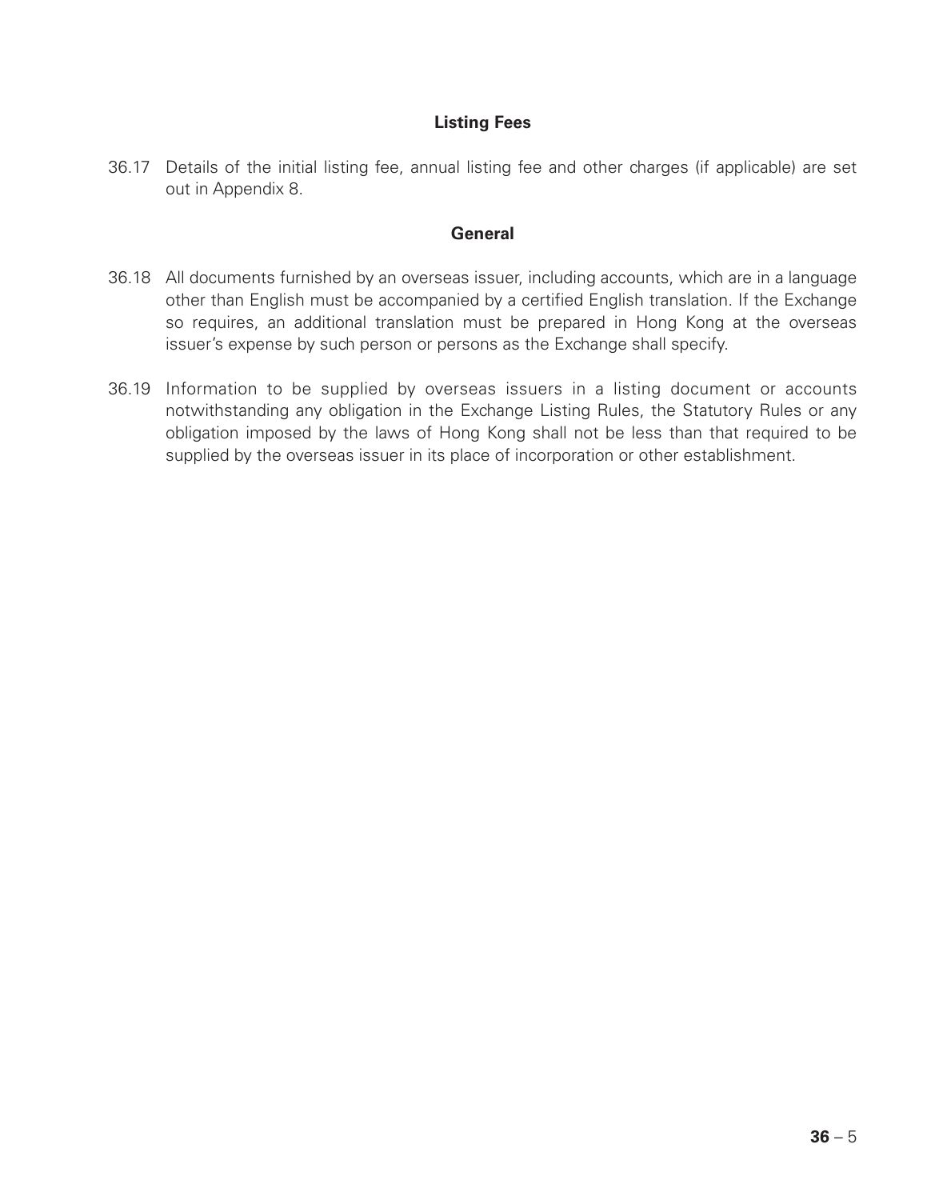### Listing Fees

36.17 Details of the initial listing fee, annual listing fee and other charges (if applicable) are set out in Appendix 8.

### General

36.18 All documents furnished by an overseas issuer, including accounts, which are in a language other than English must be accompanied by a certified English translation. If the Exchange so requires, an additional translation must be prepared in Hong Kong at the overseas issuer's expense by such person or persons as the Exchange shall specify.

36.19 Information to be supplied by overseas issuers in a listing document or accounts notwithstanding any obligation in the Exchange Listing Rules, the Statutory Rules or any obligation imposed by the laws of Hong Kong shall not be less than that required to be supplied by the overseas issuer in its place of incorporation or other establishment.